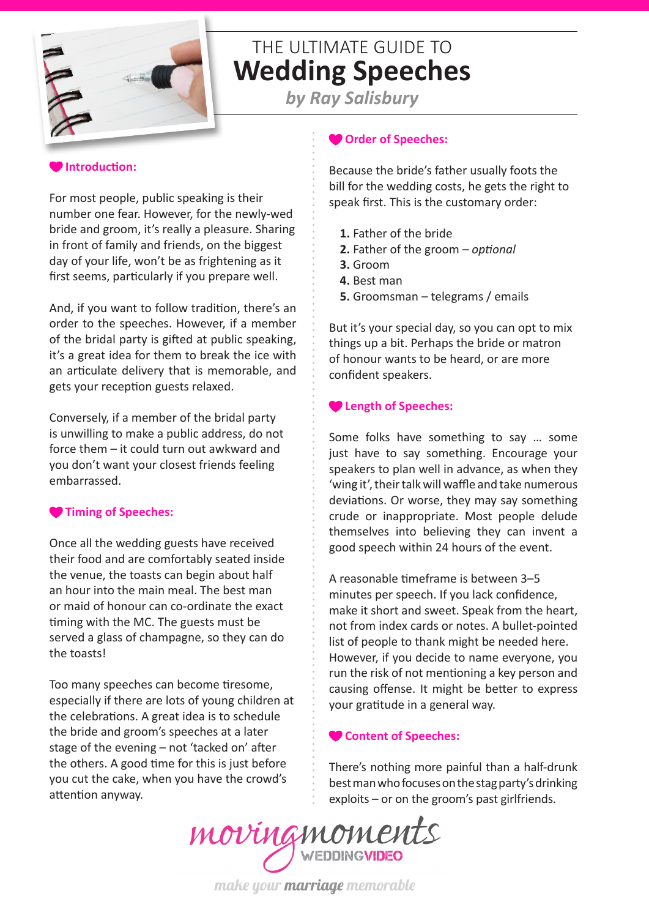# THE ULTIMATE GUIDE TO Wedding Speeches

*by Ray Salisbury*

## Introduction:

For most people, public speaking is their number one fear. However, for the newly-wed bride and groom, it's really a pleasure. Sharing in front of family and friends, on the biggest day of your life, won't be as frightening as it first seems, particularly if you prepare well.

And, if you want to follow tradition, there's an order to the speeches. However, if a member of the bridal party is gifted at public speaking, it's a great idea for them to break the ice with an articulate delivery that is memorable, and gets your reception guests relaxed.

Conversely, if a member of the bridal party is unwilling to make a public address, do not force them – it could turn out awkward and you don't want your closest friends feeling embarrassed.

## Timing of Speeches:

Once all the wedding guests have received their food and are comfortably seated inside the venue, the toasts can begin about half an hour into the main meal. The best man or maid of honour can co-ordinate the exact timing with the MC. The guests must be served a glass of champagne, so they can do the toasts!

Too many speeches can become tiresome, especially if there are lots of young children at the celebrations. A great idea is to schedule the bride and groom's speeches at a later stage of the evening – not 'tacked on' after the others. A good time for this is just before you cut the cake, when you have the crowd's attention anyway.

## Order of Speeches:

Because the bride's father usually foots the bill for the wedding costs, he gets the right to speak first. This is the customary order:

1. Father of the bride
2. Father of the groom – *optional*
3. Groom
4. Best man
5. Groomsman – telegrams / emails

But it's your special day, so you can opt to mix things up a bit. Perhaps the bride or matron of honour wants to be heard, or are more confident speakers.

## Length of Speeches:

Some folks have something to say … some just have to say something. Encourage your speakers to plan well in advance, as when they 'wing it', their talk will waffle and take numerous deviations. Or worse, they may say something crude or inappropriate. Most people delude themselves into believing they can invent a good speech within 24 hours of the event.

A reasonable timeframe is between 3–5 minutes per speech. If you lack confidence, make it short and sweet. Speak from the heart, not from index cards or notes. A bullet-pointed list of people to thank might be needed here. However, if you decide to name everyone, you run the risk of not mentioning a key person and causing offense. It might be better to express your gratitude in a general way.

## Content of Speeches:

There's nothing more painful than a half-drunk best man who focuses on the stag party's drinking exploits – or on the groom's past girlfriends.

movingmoments WEDDINGVIDEO

*make your **marriage** memorable*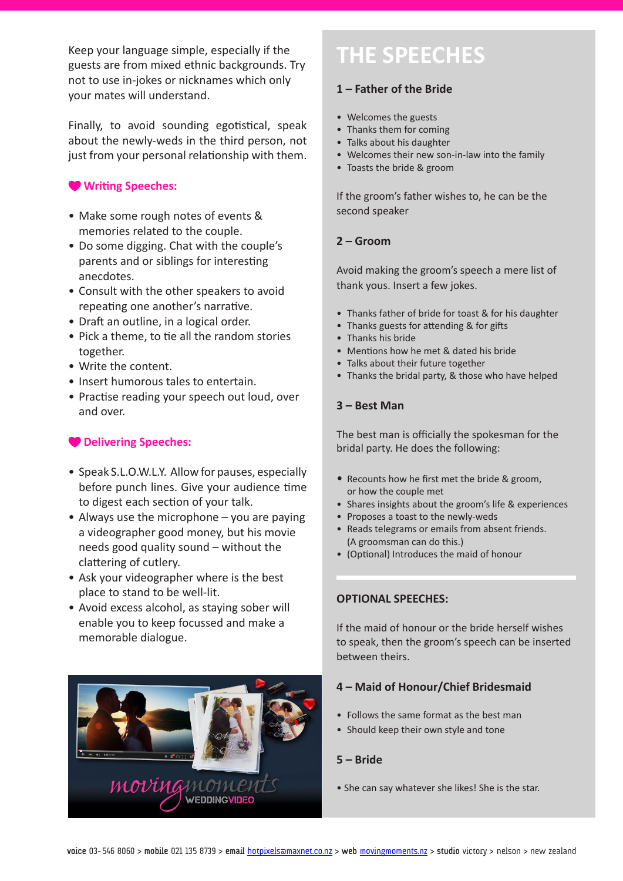Keep your language simple, especially if the guests are from mixed ethnic backgrounds. Try not to use in-jokes or nicknames which only your mates will understand.

Finally, to avoid sounding egotistical, speak about the newly-weds in the third person, not just from your personal relationship with them.

### Writing Speeches:

- Make some rough notes of events & memories related to the couple.
- Do some digging. Chat with the couple's parents and or siblings for interesting anecdotes.
- Consult with the other speakers to avoid repeating one another's narrative.
- Draft an outline, in a logical order.
- Pick a theme, to tie all the random stories together.
- Write the content.
- Insert humorous tales to entertain.
- Practise reading your speech out loud, over and over.

### Delivering Speeches:

- Speak S.L.O.W.L.Y. Allow for pauses, especially before punch lines. Give your audience time to digest each section of your talk.
- Always use the microphone – you are paying a videographer good money, but his movie needs good quality sound – without the clattering of cutlery.
- Ask your videographer where is the best place to stand to be well-lit.
- Avoid excess alcohol, as staying sober will enable you to keep focussed and make a memorable dialogue.

movingmoments WEDDINGVIDEO

# THE SPEECHES

### 1 – Father of the Bride

- Welcomes the guests
- Thanks them for coming
- Talks about his daughter
- Welcomes their new son-in-law into the family
- Toasts the bride & groom

If the groom's father wishes to, he can be the second speaker

### 2 – Groom

Avoid making the groom's speech a mere list of thank yous. Insert a few jokes.

- Thanks father of bride for toast & for his daughter
- Thanks guests for attending & for gifts
- Thanks his bride
- Mentions how he met & dated his bride
- Talks about their future together
- Thanks the bridal party, & those who have helped

### 3 – Best Man

The best man is officially the spokesman for the bridal party. He does the following:

- Recounts how he first met the bride & groom, or how the couple met
- Shares insights about the groom's life & experiences
- Proposes a toast to the newly-weds
- Reads telegrams or emails from absent friends. (A groomsman can do this.)
- (Optional) Introduces the maid of honour

### OPTIONAL SPEECHES:

If the maid of honour or the bride herself wishes to speak, then the groom's speech can be inserted between theirs.

### 4 – Maid of Honour/Chief Bridesmaid

- Follows the same format as the best man
- Should keep their own style and tone

### 5 – Bride

- She can say whatever she likes! She is the star.

**voice** 03-546 8060 > **mobile** 021 135 8739 > **email** hotpixels@maxnet.co.nz > **web** movingmoments.nz > **studio** victory > nelson > new zealand